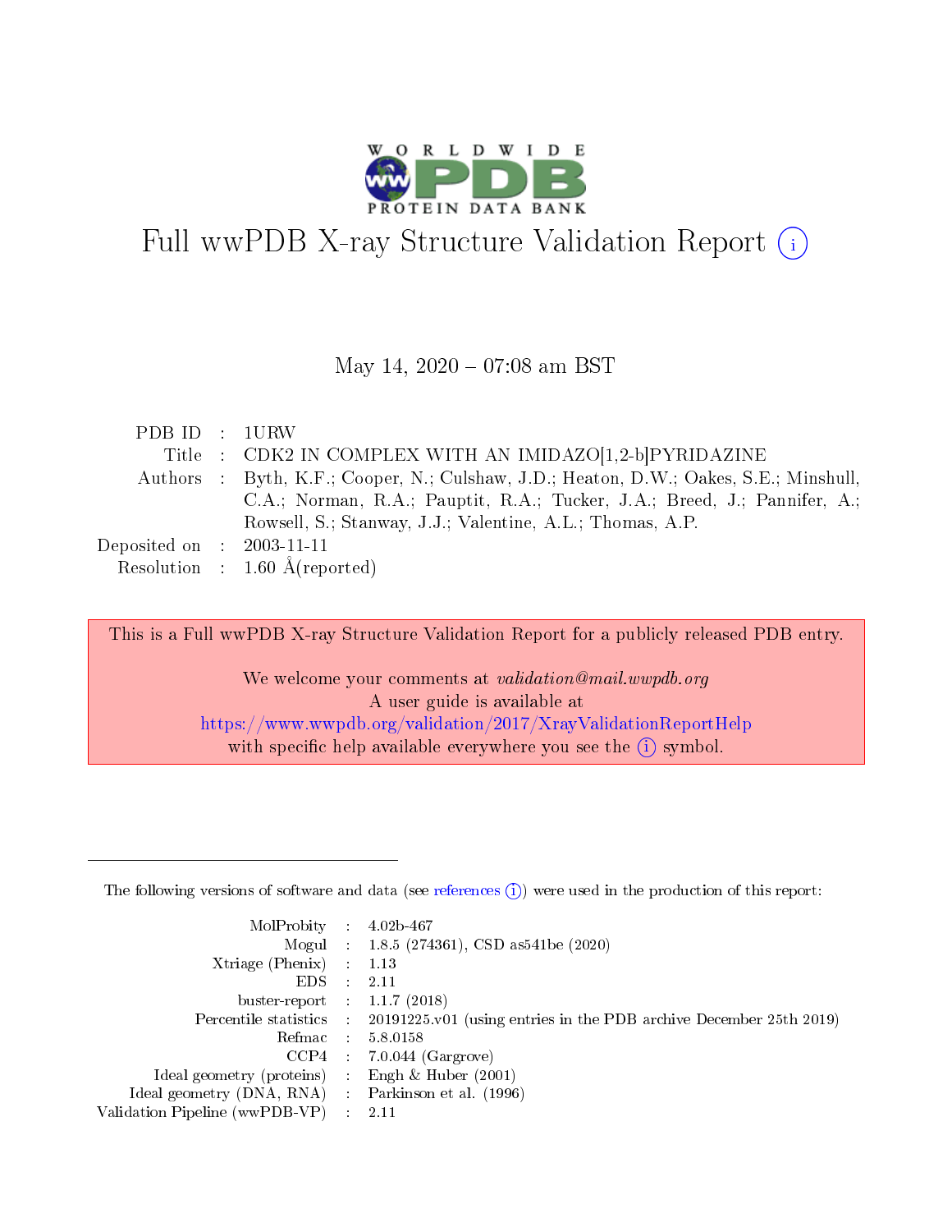# Full wwPDB X-ray Structure Validation Report (i)

May 14, 2020 – 07:08 am BST

| | | |
|---|---|---|
| PDB ID | : | 1URW |
| Title | : | CDK2 IN COMPLEX WITH AN IMIDAZO[1,2-b]PYRIDAZINE |
| Authors | : | Byth, K.F.; Cooper, N.; Culshaw, J.D.; Heaton, D.W.; Oakes, S.E.; Minshull, C.A.; Norman, R.A.; Pauptit, R.A.; Tucker, J.A.; Breed, J.; Pannifer, A.; Rowsell, S.; Stanway, J.J.; Valentine, A.L.; Thomas, A.P. |
| Deposited on | : | 2003-11-11 |
| Resolution | : | 1.60 Å(reported) |

This is a Full wwPDB X-ray Structure Validation Report for a publicly released PDB entry.

We welcome your comments at *validation@mail.wwpdb.org*
A user guide is available at
https://www.wwpdb.org/validation/2017/XrayValidationReportHelp
with specific help available everywhere you see the (i) symbol.

---

The following versions of software and data (see references (i)) were used in the production of this report:

| | | |
|---|---|---|
| MolProbity | : | 4.02b-467 |
| Mogul | : | 1.8.5 (274361), CSD as541be (2020) |
| Xtriage (Phenix) | : | 1.13 |
| EDS | : | 2.11 |
| buster-report | : | 1.1.7 (2018) |
| Percentile statistics | : | 20191225.v01 (using entries in the PDB archive December 25th 2019) |
| Refmac | : | 5.8.0158 |
| CCP4 | : | 7.0.044 (Gargrove) |
| Ideal geometry (proteins) | : | Engh & Huber (2001) |
| Ideal geometry (DNA, RNA) | : | Parkinson et al. (1996) |
| Validation Pipeline (wwPDB-VP) | : | 2.11 |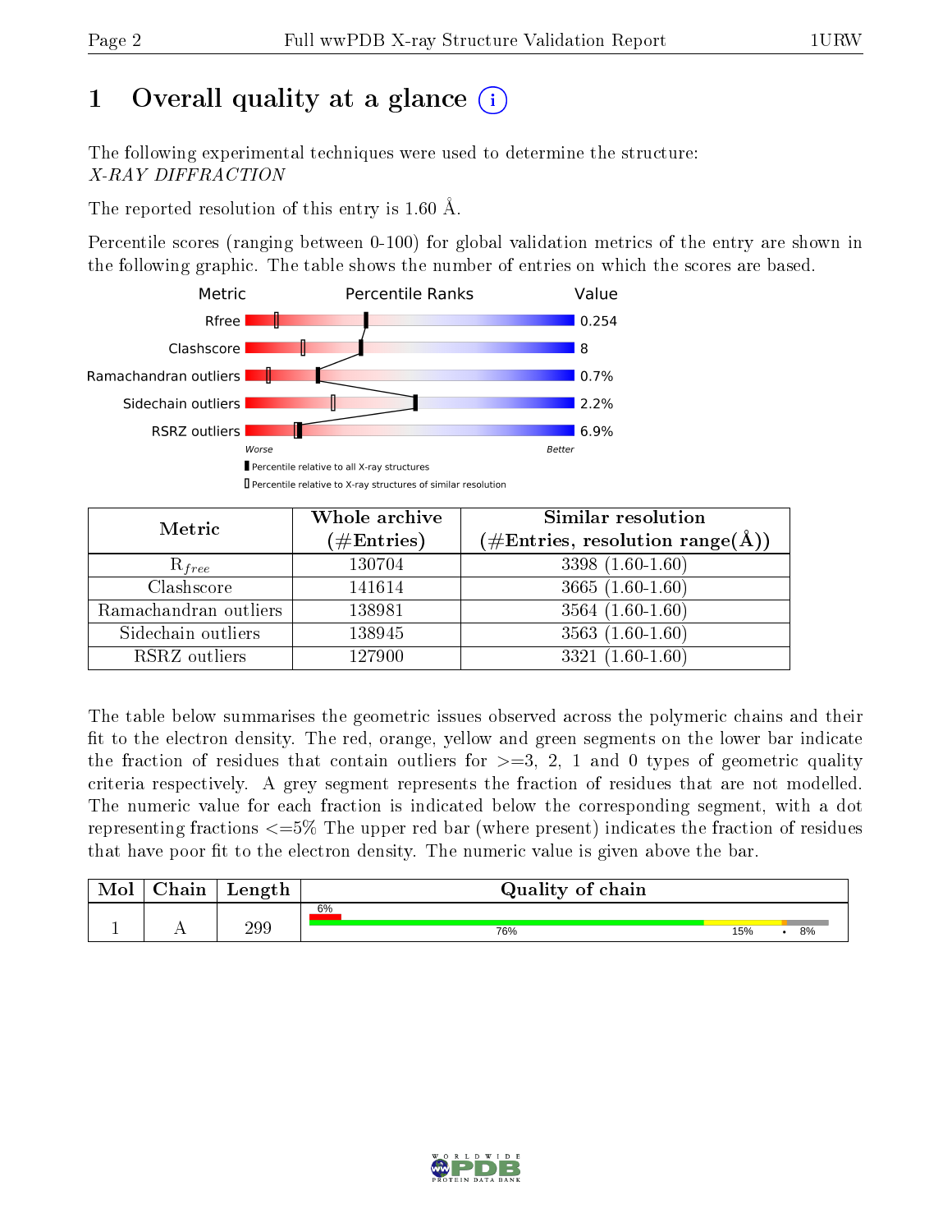# 1 Overall quality at a glance (i)

The following experimental techniques were used to determine the structure:
*X-RAY DIFFRACTION*

The reported resolution of this entry is 1.60 Å.

Percentile scores (ranging between 0-100) for global validation metrics of the entry are shown in the following graphic. The table shows the number of entries on which the scores are based.

| Metric | Value |
|---|---|
| Rfree | 0.254 |
| Clashscore | 8 |
| Ramachandran outliers | 0.7% |
| Sidechain outliers | 2.2% |
| RSRZ outliers | 6.9% |

Worse — Better

▮ Percentile relative to all X-ray structures
▯ Percentile relative to X-ray structures of similar resolution

| Metric | Whole archive (#Entries) | Similar resolution (#Entries, resolution range(Å)) |
|---|---|---|
| $R_{free}$ | 130704 | 3398 (1.60-1.60) |
| Clashscore | 141614 | 3665 (1.60-1.60) |
| Ramachandran outliers | 138981 | 3564 (1.60-1.60) |
| Sidechain outliers | 138945 | 3563 (1.60-1.60) |
| RSRZ outliers | 127900 | 3321 (1.60-1.60) |

The table below summarises the geometric issues observed across the polymeric chains and their fit to the electron density. The red, orange, yellow and green segments on the lower bar indicate the fraction of residues that contain outliers for >=3, 2, 1 and 0 types of geometric quality criteria respectively. A grey segment represents the fraction of residues that are not modelled. The numeric value for each fraction is indicated below the corresponding segment, with a dot representing fractions <=5% The upper red bar (where present) indicates the fraction of residues that have poor fit to the electron density. The numeric value is given above the bar.

| Mol | Chain | Length | Quality of chain |
|---|---|---|---|
| 1 | A | 299 | 6% (poor fit); 76% green, 15% yellow, • orange, 8% grey |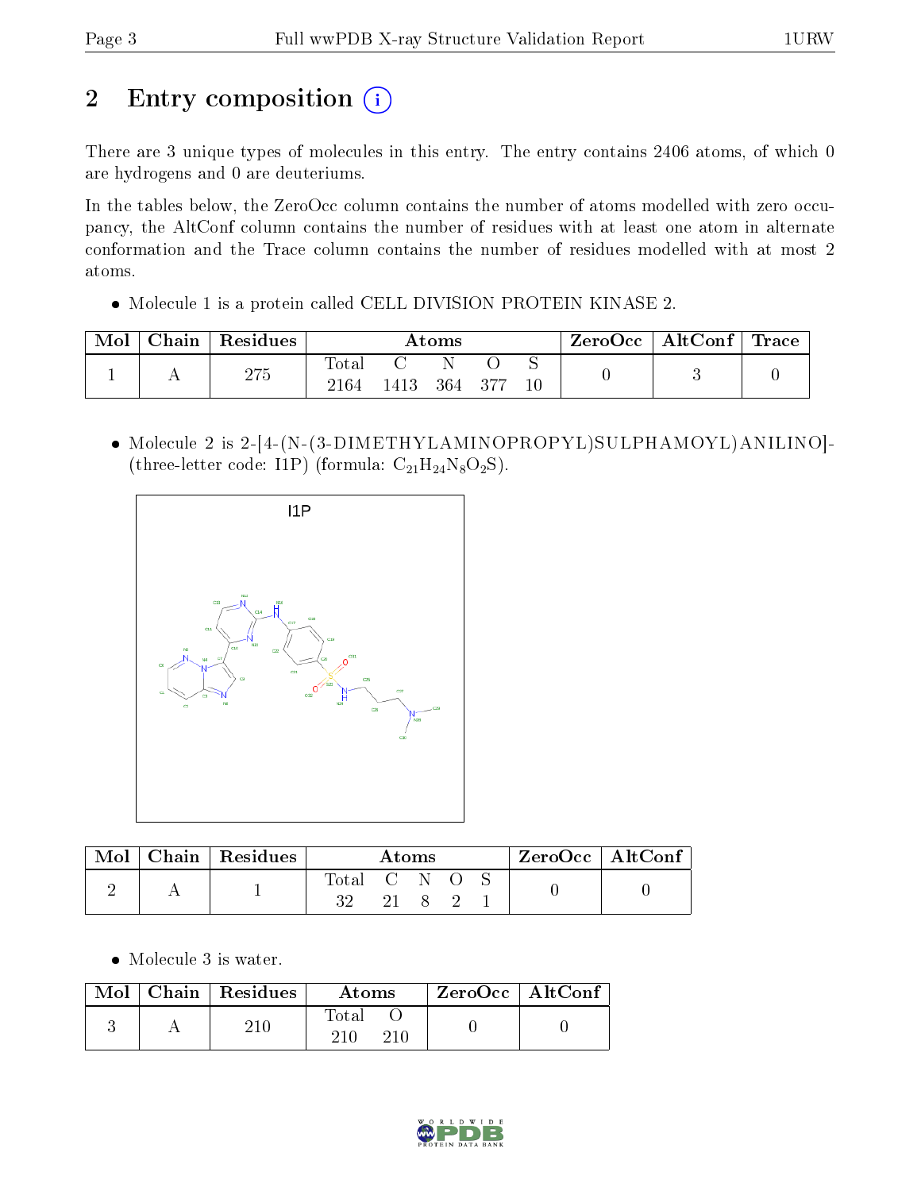# 2 Entry composition (i)

There are 3 unique types of molecules in this entry. The entry contains 2406 atoms, of which 0 are hydrogens and 0 are deuteriums.

In the tables below, the ZeroOcc column contains the number of atoms modelled with zero occupancy, the AltConf column contains the number of residues with at least one atom in alternate conformation and the Trace column contains the number of residues modelled with at most 2 atoms.

- Molecule 1 is a protein called CELL DIVISION PROTEIN KINASE 2.

| Mol | Chain | Residues | Atoms | | | | | ZeroOcc | AltConf | Trace |
|---|---|---|---|---|---|---|---|---|---|---|
| 1 | A | 275 | Total<br>2164 | C<br>1413 | N<br>364 | O<br>377 | S<br>10 | 0 | 3 | 0 |

- Molecule 2 is 2-[4-(N-(3-DIMETHYLAMINOPROPYL)SULPHAMOYL)ANILINO]- (three-letter code: I1P) (formula: $C_{21}H_{24}N_8O_2S$).

| Mol | Chain | Residues | Atoms | | | | | ZeroOcc | AltConf |
|---|---|---|---|---|---|---|---|---|---|
| 2 | A | 1 | Total<br>32 | C<br>21 | N<br>8 | O<br>2 | S<br>1 | 0 | 0 |

- Molecule 3 is water.

| Mol | Chain | Residues | Atoms | | ZeroOcc | AltConf |
|---|---|---|---|---|---|---|
| 3 | A | 210 | Total<br>210 | O<br>210 | 0 | 0 |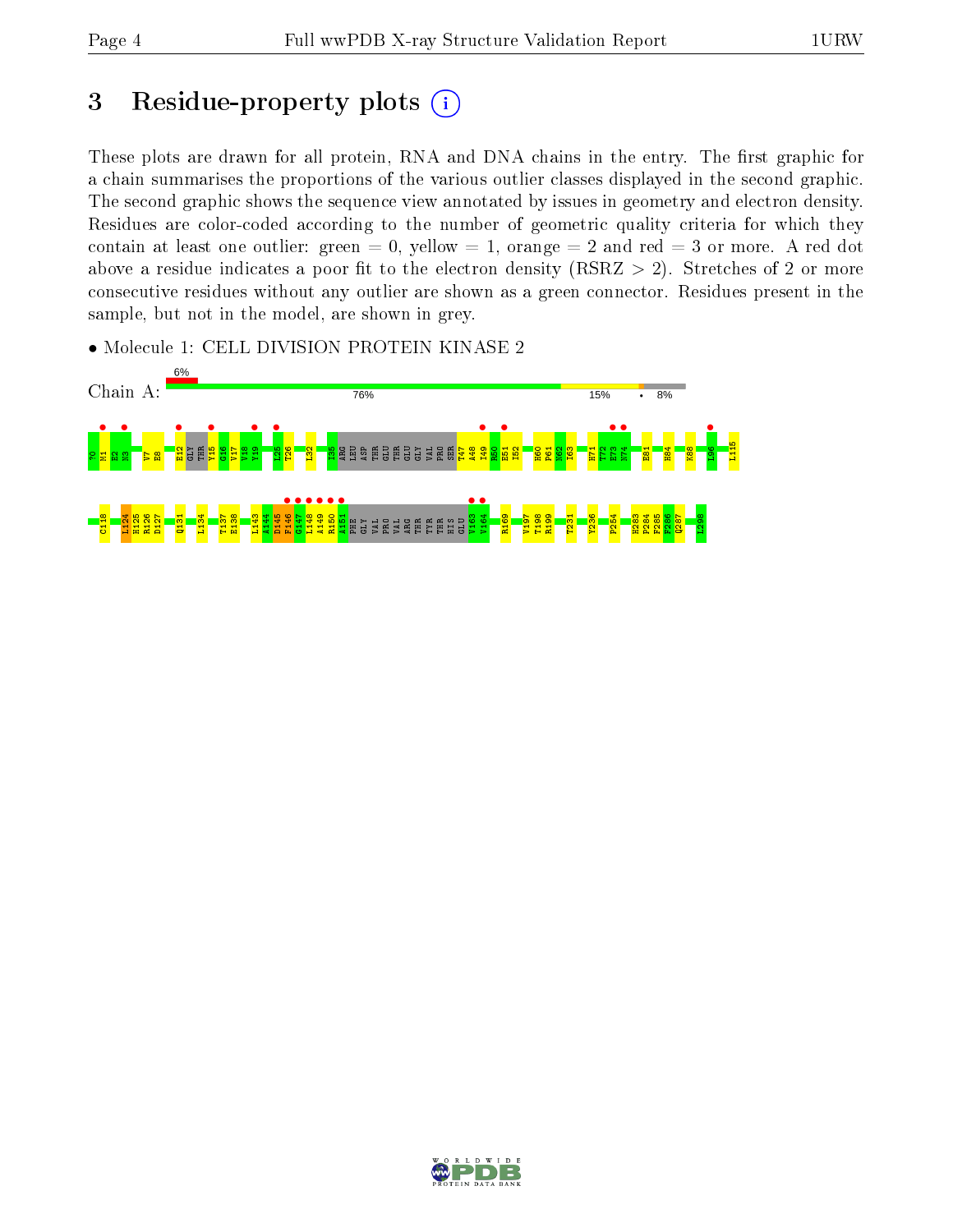# 3 Residue-property plots

These plots are drawn for all protein, RNA and DNA chains in the entry. The first graphic for a chain summarises the proportions of the various outlier classes displayed in the second graphic. The second graphic shows the sequence view annotated by issues in geometry and electron density. Residues are color-coded according to the number of geometric quality criteria for which they contain at least one outlier: green = 0, yellow = 1, orange = 2 and red = 3 or more. A red dot above a residue indicates a poor fit to the electron density (RSRZ > 2). Stretches of 2 or more consecutive residues without any outlier are shown as a green connector. Residues present in the sample, but not in the model, are shown in grey.

- Molecule 1: CELL DIVISION PROTEIN KINASE 2

Chain A: 6% | 76% | 15% | • | 8%

?0 M1 E2 N3 V7 E8 E12 GLY THR Y15 G16 V17 V18 Y19 L25 T26 L32 I35 ARG LEU ASP THR GLU THR GLU GLY VAL PRO SER T47 A48 I49 R50 E51 I52 H60 P61 N62 I63 H71 T72 E73 N74 E81 H84 K88 L96 L115 C118 L124 H125 R126 D127 Q131 L134 T137 E138 L143 A144 D145 F146 G147 L148 A149 R150 A151 PHE GLY VAL PRO VAL ARG THR TYR THR HIS GLU V163 V164 R169 V197 T198 R199 T231 Y236 P254 H283 P284 F285 F286 Q287 L298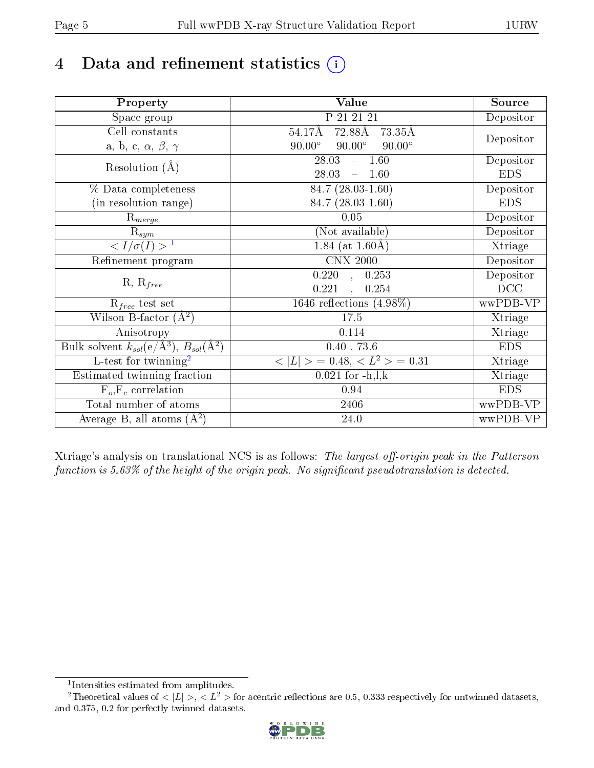# 4 Data and refinement statistics (i)

| Property | Value | Source |
|---|---|---|
| Space group | P 21 21 21 | Depositor |
| Cell constants<br>a, b, c, $\alpha$, $\beta$, $\gamma$ | 54.17Å 72.88Å 73.35Å<br>90.00° 90.00° 90.00° | Depositor |
| Resolution (Å) | 28.03 – 1.60<br>28.03 – 1.60 | Depositor<br>EDS |
| % Data completeness<br>(in resolution range) | 84.7 (28.03-1.60)<br>84.7 (28.03-1.60) | Depositor<br>EDS |
| $R_{merge}$ | 0.05 | Depositor |
| $R_{sym}$ | (Not available) | Depositor |
| $< I/\sigma(I) >$ [1] | 1.84 (at 1.60Å) | Xtriage |
| Refinement program | CNX 2000 | Depositor |
| R, $R_{free}$ | 0.220 , 0.253<br>0.221 , 0.254 | Depositor<br>DCC |
| $R_{free}$ test set | 1646 reflections (4.98%) | wwPDB-VP |
| Wilson B-factor (Å$^2$) | 17.5 | Xtriage |
| Anisotropy | 0.114 | Xtriage |
| Bulk solvent $k_{sol}$(e/Å$^3$), $B_{sol}$(Å$^2$) | 0.40 , 73.6 | EDS |
| L-test for twinning[2] | $< \|L\| >$ = 0.48, $< L^2 >$ = 0.31 | Xtriage |
| Estimated twinning fraction | 0.021 for -h,l,k | Xtriage |
| $F_o$,$F_c$ correlation | 0.94 | EDS |
| Total number of atoms | 2406 | wwPDB-VP |
| Average B, all atoms (Å$^2$) | 24.0 | wwPDB-VP |

Xtriage's analysis on translational NCS is as follows: *The largest off-origin peak in the Patterson function is 5.63% of the height of the origin peak. No significant pseudotranslation is detected.*

[1] Intensities estimated from amplitudes.

[2] Theoretical values of $< |L| >$, $< L^2 >$ for acentric reflections are 0.5, 0.333 respectively for untwinned datasets, and 0.375, 0.2 for perfectly twinned datasets.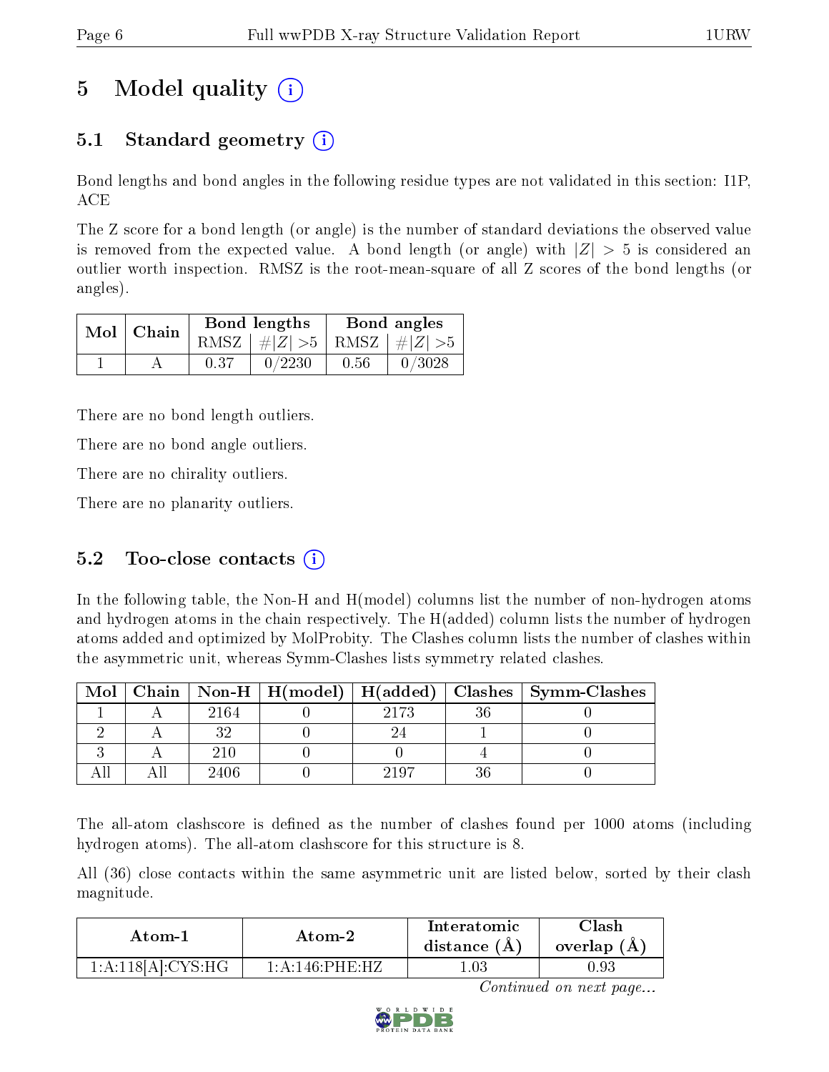# 5 Model quality (i)

## 5.1 Standard geometry (i)

Bond lengths and bond angles in the following residue types are not validated in this section: I1P, ACE

The Z score for a bond length (or angle) is the number of standard deviations the observed value is removed from the expected value. A bond length (or angle) with $|Z| > 5$ is considered an outlier worth inspection. RMSZ is the root-mean-square of all Z scores of the bond lengths (or angles).

| Mol | Chain | Bond lengths | | Bond angles | |
|---|---|---|---|---|---|
| | | RMSZ | #$\|Z\|$ >5 | RMSZ | #$\|Z\|$ >5 |
| 1 | A | 0.37 | 0/2230 | 0.56 | 0/3028 |

There are no bond length outliers.

There are no bond angle outliers.

There are no chirality outliers.

There are no planarity outliers.

## 5.2 Too-close contacts (i)

In the following table, the Non-H and H(model) columns list the number of non-hydrogen atoms and hydrogen atoms in the chain respectively. The H(added) column lists the number of hydrogen atoms added and optimized by MolProbity. The Clashes column lists the number of clashes within the asymmetric unit, whereas Symm-Clashes lists symmetry related clashes.

| Mol | Chain | Non-H | H(model) | H(added) | Clashes | Symm-Clashes |
|---|---|---|---|---|---|---|
| 1 | A | 2164 | 0 | 2173 | 36 | 0 |
| 2 | A | 32 | 0 | 24 | 1 | 0 |
| 3 | A | 210 | 0 | 0 | 4 | 0 |
| All | All | 2406 | 0 | 2197 | 36 | 0 |

The all-atom clashscore is defined as the number of clashes found per 1000 atoms (including hydrogen atoms). The all-atom clashscore for this structure is 8.

All (36) close contacts within the same asymmetric unit are listed below, sorted by their clash magnitude.

| Atom-1 | Atom-2 | Interatomic distance (Å) | Clash overlap (Å) |
|---|---|---|---|
| 1:A:118[A]:CYS:HG | 1:A:146:PHE:HZ | 1.03 | 0.93 |

*Continued on next page...*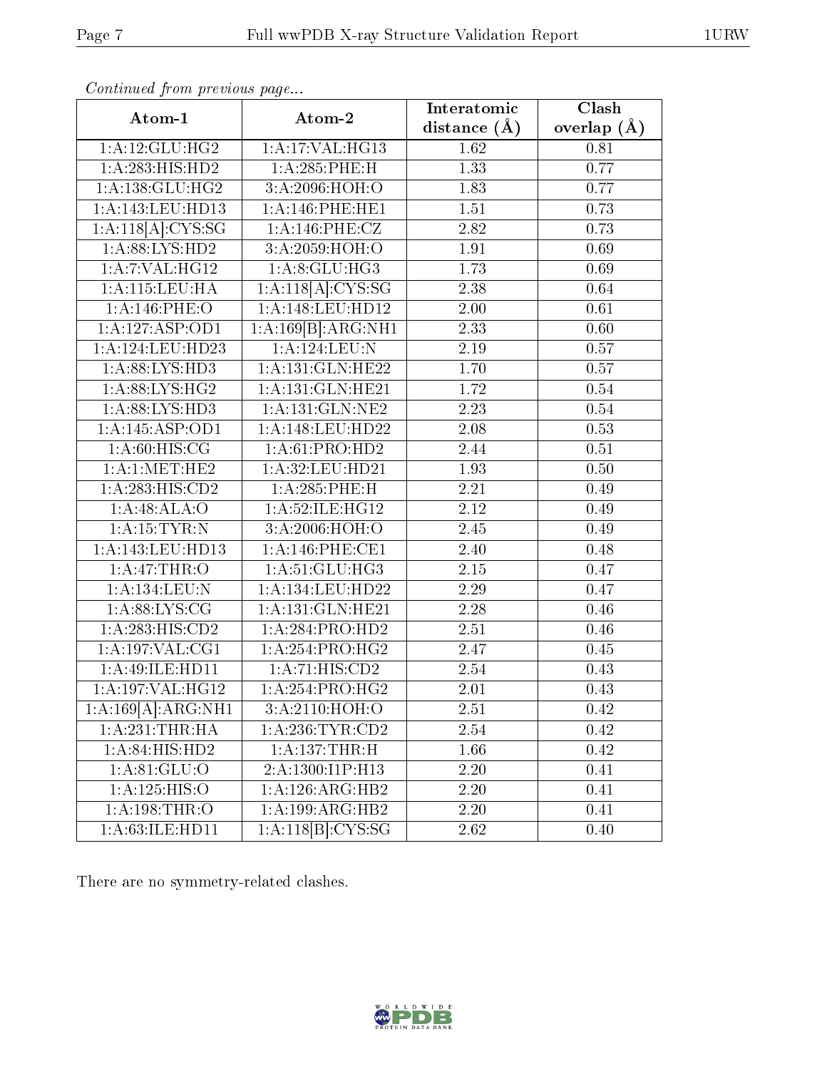*Continued from previous page...*

| Atom-1 | Atom-2 | Interatomic distance (Å) | Clash overlap (Å) |
|---|---|---|---|
| 1:A:12:GLU:HG2 | 1:A:17:VAL:HG13 | 1.62 | 0.81 |
| 1:A:283:HIS:HD2 | 1:A:285:PHE:H | 1.33 | 0.77 |
| 1:A:138:GLU:HG2 | 3:A:2096:HOH:O | 1.83 | 0.77 |
| 1:A:143:LEU:HD13 | 1:A:146:PHE:HE1 | 1.51 | 0.73 |
| 1:A:118[A]:CYS:SG | 1:A:146:PHE:CZ | 2.82 | 0.73 |
| 1:A:88:LYS:HD2 | 3:A:2059:HOH:O | 1.91 | 0.69 |
| 1:A:7:VAL:HG12 | 1:A:8:GLU:HG3 | 1.73 | 0.69 |
| 1:A:115:LEU:HA | 1:A:118[A]:CYS:SG | 2.38 | 0.64 |
| 1:A:146:PHE:O | 1:A:148:LEU:HD12 | 2.00 | 0.61 |
| 1:A:127:ASP:OD1 | 1:A:169[B]:ARG:NH1 | 2.33 | 0.60 |
| 1:A:124:LEU:HD23 | 1:A:124:LEU:N | 2.19 | 0.57 |
| 1:A:88:LYS:HD3 | 1:A:131:GLN:HE22 | 1.70 | 0.57 |
| 1:A:88:LYS:HG2 | 1:A:131:GLN:HE21 | 1.72 | 0.54 |
| 1:A:88:LYS:HD3 | 1:A:131:GLN:NE2 | 2.23 | 0.54 |
| 1:A:145:ASP:OD1 | 1:A:148:LEU:HD22 | 2.08 | 0.53 |
| 1:A:60:HIS:CG | 1:A:61:PRO:HD2 | 2.44 | 0.51 |
| 1:A:1:MET:HE2 | 1:A:32:LEU:HD21 | 1.93 | 0.50 |
| 1:A:283:HIS:CD2 | 1:A:285:PHE:H | 2.21 | 0.49 |
| 1:A:48:ALA:O | 1:A:52:ILE:HG12 | 2.12 | 0.49 |
| 1:A:15:TYR:N | 3:A:2006:HOH:O | 2.45 | 0.49 |
| 1:A:143:LEU:HD13 | 1:A:146:PHE:CE1 | 2.40 | 0.48 |
| 1:A:47:THR:O | 1:A:51:GLU:HG3 | 2.15 | 0.47 |
| 1:A:134:LEU:N | 1:A:134:LEU:HD22 | 2.29 | 0.47 |
| 1:A:88:LYS:CG | 1:A:131:GLN:HE21 | 2.28 | 0.46 |
| 1:A:283:HIS:CD2 | 1:A:284:PRO:HD2 | 2.51 | 0.46 |
| 1:A:197:VAL:CG1 | 1:A:254:PRO:HG2 | 2.47 | 0.45 |
| 1:A:49:ILE:HD11 | 1:A:71:HIS:CD2 | 2.54 | 0.43 |
| 1:A:197:VAL:HG12 | 1:A:254:PRO:HG2 | 2.01 | 0.43 |
| 1:A:169[A]:ARG:NH1 | 3:A:2110:HOH:O | 2.51 | 0.42 |
| 1:A:231:THR:HA | 1:A:236:TYR:CD2 | 2.54 | 0.42 |
| 1:A:84:HIS:HD2 | 1:A:137:THR:H | 1.66 | 0.42 |
| 1:A:81:GLU:O | 2:A:1300:I1P:H13 | 2.20 | 0.41 |
| 1:A:125:HIS:O | 1:A:126:ARG:HB2 | 2.20 | 0.41 |
| 1:A:198:THR:O | 1:A:199:ARG:HB2 | 2.20 | 0.41 |
| 1:A:63:ILE:HD11 | 1:A:118[B]:CYS:SG | 2.62 | 0.40 |

There are no symmetry-related clashes.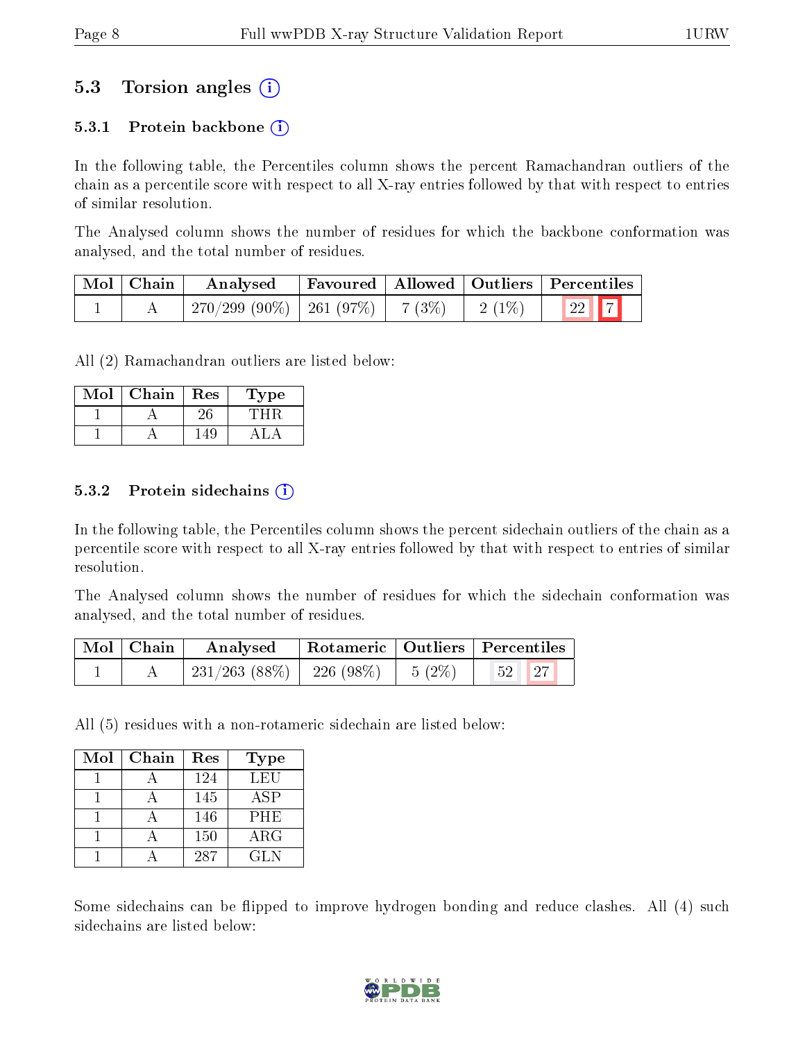## 5.3 Torsion angles (i)

### 5.3.1 Protein backbone (i)

In the following table, the Percentiles column shows the percent Ramachandran outliers of the chain as a percentile score with respect to all X-ray entries followed by that with respect to entries of similar resolution.

The Analysed column shows the number of residues for which the backbone conformation was analysed, and the total number of residues.

| Mol | Chain | Analysed | Favoured | Allowed | Outliers | Percentiles |
|---|---|---|---|---|---|---|
| 1 | A | 270/299 (90%) | 261 (97%) | 7 (3%) | 2 (1%) | 22 7 |

All (2) Ramachandran outliers are listed below:

| Mol | Chain | Res | Type |
|---|---|---|---|
| 1 | A | 26 | THR |
| 1 | A | 149 | ALA |

### 5.3.2 Protein sidechains (i)

In the following table, the Percentiles column shows the percent sidechain outliers of the chain as a percentile score with respect to all X-ray entries followed by that with respect to entries of similar resolution.

The Analysed column shows the number of residues for which the sidechain conformation was analysed, and the total number of residues.

| Mol | Chain | Analysed | Rotameric | Outliers | Percentiles |
|---|---|---|---|---|---|
| 1 | A | 231/263 (88%) | 226 (98%) | 5 (2%) | 52 27 |

All (5) residues with a non-rotameric sidechain are listed below:

| Mol | Chain | Res | Type |
|---|---|---|---|
| 1 | A | 124 | LEU |
| 1 | A | 145 | ASP |
| 1 | A | 146 | PHE |
| 1 | A | 150 | ARG |
| 1 | A | 287 | GLN |

Some sidechains can be flipped to improve hydrogen bonding and reduce clashes. All (4) such sidechains are listed below: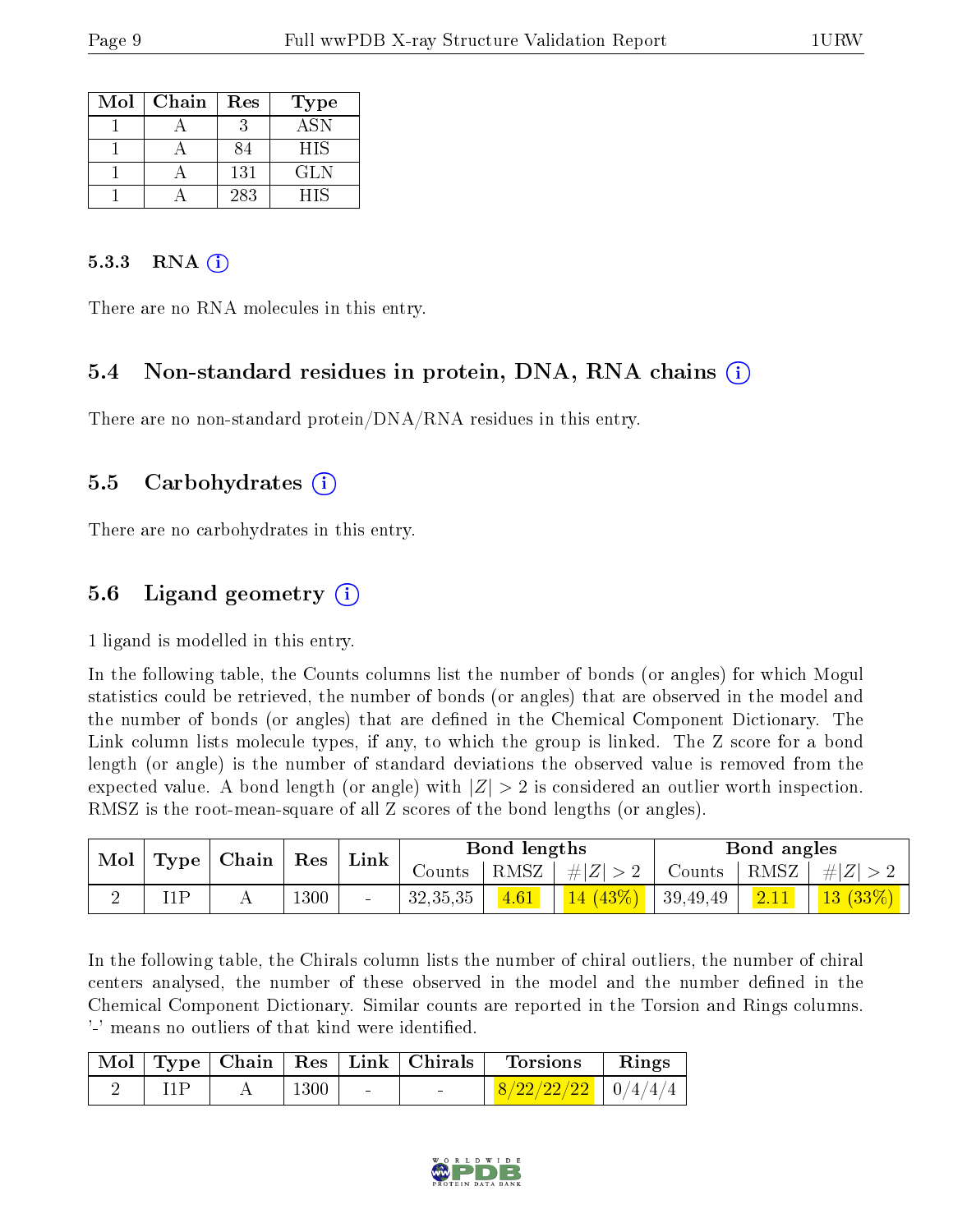| Mol | Chain | Res | Type |
|---|---|---|---|
| 1 | A | 3 | ASN |
| 1 | A | 84 | HIS |
| 1 | A | 131 | GLN |
| 1 | A | 283 | HIS |

#### 5.3.3 RNA

There are no RNA molecules in this entry.

### 5.4 Non-standard residues in protein, DNA, RNA chains

There are no non-standard protein/DNA/RNA residues in this entry.

### 5.5 Carbohydrates

There are no carbohydrates in this entry.

### 5.6 Ligand geometry

1 ligand is modelled in this entry.

In the following table, the Counts columns list the number of bonds (or angles) for which Mogul statistics could be retrieved, the number of bonds (or angles) that are observed in the model and the number of bonds (or angles) that are defined in the Chemical Component Dictionary. The Link column lists molecule types, if any, to which the group is linked. The Z score for a bond length (or angle) is the number of standard deviations the observed value is removed from the expected value. A bond length (or angle) with $|Z| > 2$ is considered an outlier worth inspection. RMSZ is the root-mean-square of all Z scores of the bond lengths (or angles).

| Mol | Type | Chain | Res | Link | Bond lengths | | | Bond angles | | |
|---|---|---|---|---|---|---|---|---|---|---|
| | | | | | Counts | RMSZ | $\#\|Z\| > 2$ | Counts | RMSZ | $\#\|Z\| > 2$ |
| 2 | I1P | A | 1300 | - | 32,35,35 | 4.61 | 14 (43%) | 39,49,49 | 2.11 | 13 (33%) |

In the following table, the Chirals column lists the number of chiral outliers, the number of chiral centers analysed, the number of these observed in the model and the number defined in the Chemical Component Dictionary. Similar counts are reported in the Torsion and Rings columns. '-' means no outliers of that kind were identified.

| Mol | Type | Chain | Res | Link | Chirals | Torsions | Rings |
|---|---|---|---|---|---|---|---|
| 2 | I1P | A | 1300 | - | - | 8/22/22/22 | 0/4/4/4 |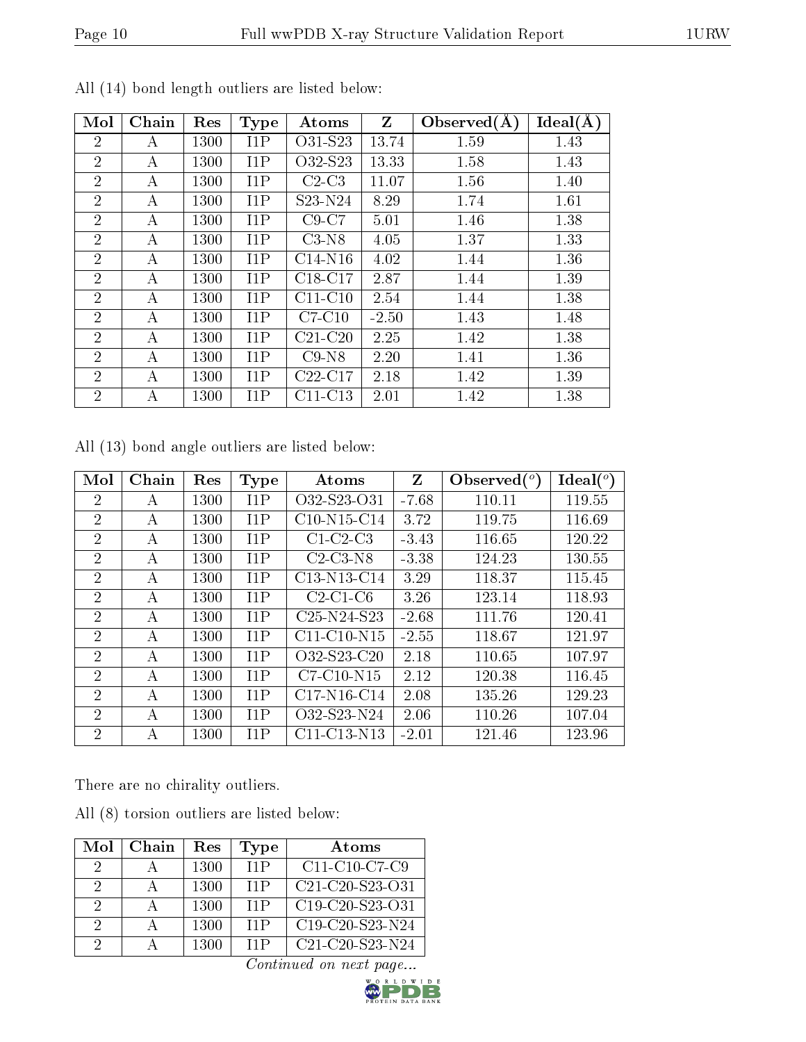All (14) bond length outliers are listed below:

| Mol | Chain | Res | Type | Atoms | Z | Observed(Å) | Ideal(Å) |
|---|---|---|---|---|---|---|---|
| 2 | A | 1300 | I1P | O31-S23 | 13.74 | 1.59 | 1.43 |
| 2 | A | 1300 | I1P | O32-S23 | 13.33 | 1.58 | 1.43 |
| 2 | A | 1300 | I1P | C2-C3 | 11.07 | 1.56 | 1.40 |
| 2 | A | 1300 | I1P | S23-N24 | 8.29 | 1.74 | 1.61 |
| 2 | A | 1300 | I1P | C9-C7 | 5.01 | 1.46 | 1.38 |
| 2 | A | 1300 | I1P | C3-N8 | 4.05 | 1.37 | 1.33 |
| 2 | A | 1300 | I1P | C14-N16 | 4.02 | 1.44 | 1.36 |
| 2 | A | 1300 | I1P | C18-C17 | 2.87 | 1.44 | 1.39 |
| 2 | A | 1300 | I1P | C11-C10 | 2.54 | 1.44 | 1.38 |
| 2 | A | 1300 | I1P | C7-C10 | -2.50 | 1.43 | 1.48 |
| 2 | A | 1300 | I1P | C21-C20 | 2.25 | 1.42 | 1.38 |
| 2 | A | 1300 | I1P | C9-N8 | 2.20 | 1.41 | 1.36 |
| 2 | A | 1300 | I1P | C22-C17 | 2.18 | 1.42 | 1.39 |
| 2 | A | 1300 | I1P | C11-C13 | 2.01 | 1.42 | 1.38 |

All (13) bond angle outliers are listed below:

| Mol | Chain | Res | Type | Atoms | Z | Observed(°) | Ideal(°) |
|---|---|---|---|---|---|---|---|
| 2 | A | 1300 | I1P | O32-S23-O31 | -7.68 | 110.11 | 119.55 |
| 2 | A | 1300 | I1P | C10-N15-C14 | 3.72 | 119.75 | 116.69 |
| 2 | A | 1300 | I1P | C1-C2-C3 | -3.43 | 116.65 | 120.22 |
| 2 | A | 1300 | I1P | C2-C3-N8 | -3.38 | 124.23 | 130.55 |
| 2 | A | 1300 | I1P | C13-N13-C14 | 3.29 | 118.37 | 115.45 |
| 2 | A | 1300 | I1P | C2-C1-C6 | 3.26 | 123.14 | 118.93 |
| 2 | A | 1300 | I1P | C25-N24-S23 | -2.68 | 111.76 | 120.41 |
| 2 | A | 1300 | I1P | C11-C10-N15 | -2.55 | 118.67 | 121.97 |
| 2 | A | 1300 | I1P | O32-S23-C20 | 2.18 | 110.65 | 107.97 |
| 2 | A | 1300 | I1P | C7-C10-N15 | 2.12 | 120.38 | 116.45 |
| 2 | A | 1300 | I1P | C17-N16-C14 | 2.08 | 135.26 | 129.23 |
| 2 | A | 1300 | I1P | O32-S23-N24 | 2.06 | 110.26 | 107.04 |
| 2 | A | 1300 | I1P | C11-C13-N13 | -2.01 | 121.46 | 123.96 |

There are no chirality outliers.

All (8) torsion outliers are listed below:

| Mol | Chain | Res | Type | Atoms |
|---|---|---|---|---|
| 2 | A | 1300 | I1P | C11-C10-C7-C9 |
| 2 | A | 1300 | I1P | C21-C20-S23-O31 |
| 2 | A | 1300 | I1P | C19-C20-S23-O31 |
| 2 | A | 1300 | I1P | C19-C20-S23-N24 |
| 2 | A | 1300 | I1P | C21-C20-S23-N24 |

*Continued on next page...*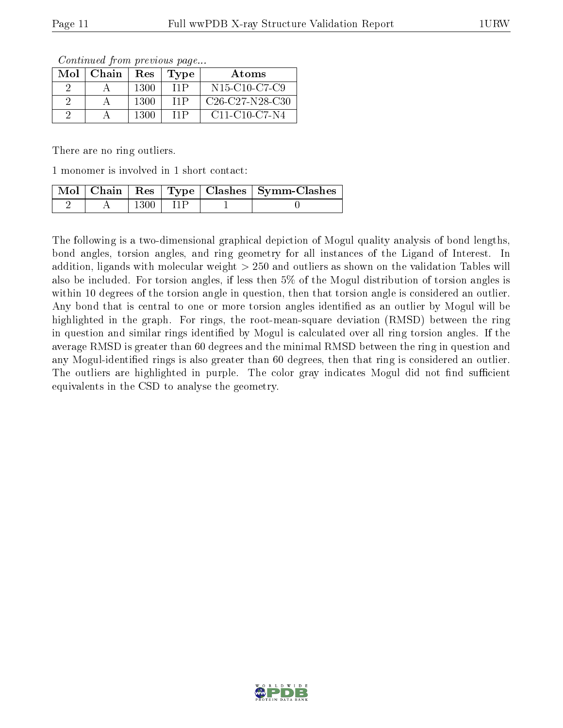*Continued from previous page...*

| Mol | Chain | Res | Type | Atoms |
|---|---|---|---|---|
| 2 | A | 1300 | I1P | N15-C10-C7-C9 |
| 2 | A | 1300 | I1P | C26-C27-N28-C30 |
| 2 | A | 1300 | I1P | C11-C10-C7-N4 |

There are no ring outliers.

1 monomer is involved in 1 short contact:

| Mol | Chain | Res | Type | Clashes | Symm-Clashes |
|---|---|---|---|---|---|
| 2 | A | 1300 | I1P | 1 | 0 |

The following is a two-dimensional graphical depiction of Mogul quality analysis of bond lengths, bond angles, torsion angles, and ring geometry for all instances of the Ligand of Interest. In addition, ligands with molecular weight > 250 and outliers as shown on the validation Tables will also be included. For torsion angles, if less then 5% of the Mogul distribution of torsion angles is within 10 degrees of the torsion angle in question, then that torsion angle is considered an outlier. Any bond that is central to one or more torsion angles identified as an outlier by Mogul will be highlighted in the graph. For rings, the root-mean-square deviation (RMSD) between the ring in question and similar rings identified by Mogul is calculated over all ring torsion angles. If the average RMSD is greater than 60 degrees and the minimal RMSD between the ring in question and any Mogul-identified rings is also greater than 60 degrees, then that ring is considered an outlier. The outliers are highlighted in purple. The color gray indicates Mogul did not find sufficient equivalents in the CSD to analyse the geometry.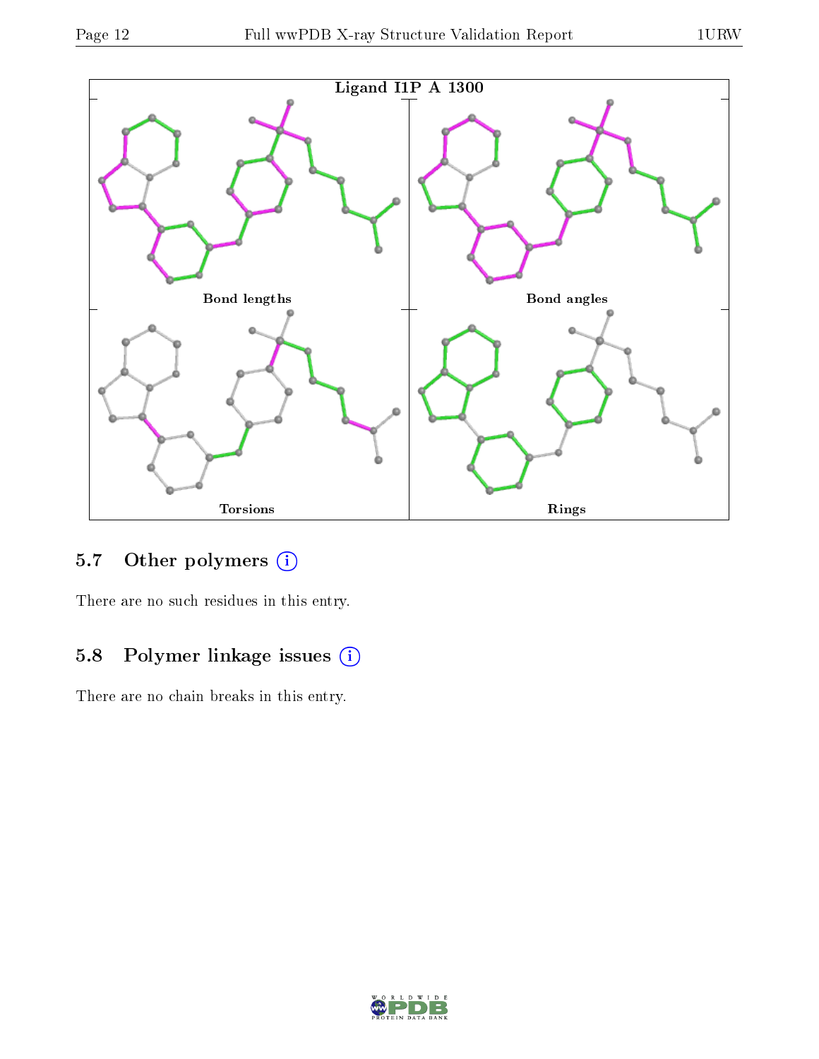Ligand I1P A 1300

Bond lengths

Bond angles

Torsions

Rings

## 5.7 Other polymers (i)

There are no such residues in this entry.

## 5.8 Polymer linkage issues (i)

There are no chain breaks in this entry.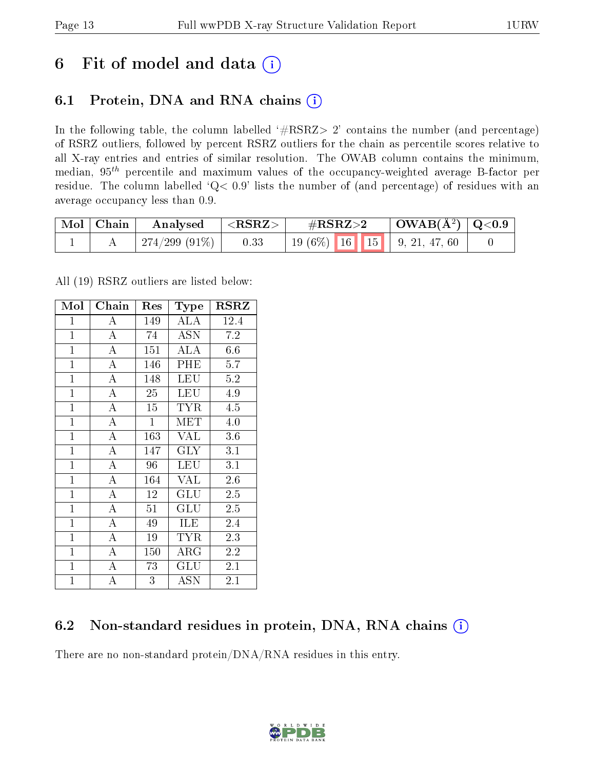# 6 Fit of model and data (i)

## 6.1 Protein, DNA and RNA chains (i)

In the following table, the column labelled '#RSRZ> 2' contains the number (and percentage) of RSRZ outliers, followed by percent RSRZ outliers for the chain as percentile scores relative to all X-ray entries and entries of similar resolution. The OWAB column contains the minimum, median, $95^{th}$ percentile and maximum values of the occupancy-weighted average B-factor per residue. The column labelled 'Q< 0.9' lists the number of (and percentage) of residues with an average occupancy less than 0.9.

| Mol | Chain | Analysed | <RSRZ> | #RSRZ>2 | | | OWAB(Å$^2$) | Q<0.9 |
|---|---|---|---|---|---|---|---|---|
| 1 | A | 274/299 (91%) | 0.33 | 19 (6%) | 16 | 15 | 9, 21, 47, 60 | 0 |

All (19) RSRZ outliers are listed below:

| Mol | Chain | Res | Type | RSRZ |
|---|---|---|---|---|
| 1 | A | 149 | ALA | 12.4 |
| 1 | A | 74 | ASN | 7.2 |
| 1 | A | 151 | ALA | 6.6 |
| 1 | A | 146 | PHE | 5.7 |
| 1 | A | 148 | LEU | 5.2 |
| 1 | A | 25 | LEU | 4.9 |
| 1 | A | 15 | TYR | 4.5 |
| 1 | A | 1 | MET | 4.0 |
| 1 | A | 163 | VAL | 3.6 |
| 1 | A | 147 | GLY | 3.1 |
| 1 | A | 96 | LEU | 3.1 |
| 1 | A | 164 | VAL | 2.6 |
| 1 | A | 12 | GLU | 2.5 |
| 1 | A | 51 | GLU | 2.5 |
| 1 | A | 49 | ILE | 2.4 |
| 1 | A | 19 | TYR | 2.3 |
| 1 | A | 150 | ARG | 2.2 |
| 1 | A | 73 | GLU | 2.1 |
| 1 | A | 3 | ASN | 2.1 |

## 6.2 Non-standard residues in protein, DNA, RNA chains (i)

There are no non-standard protein/DNA/RNA residues in this entry.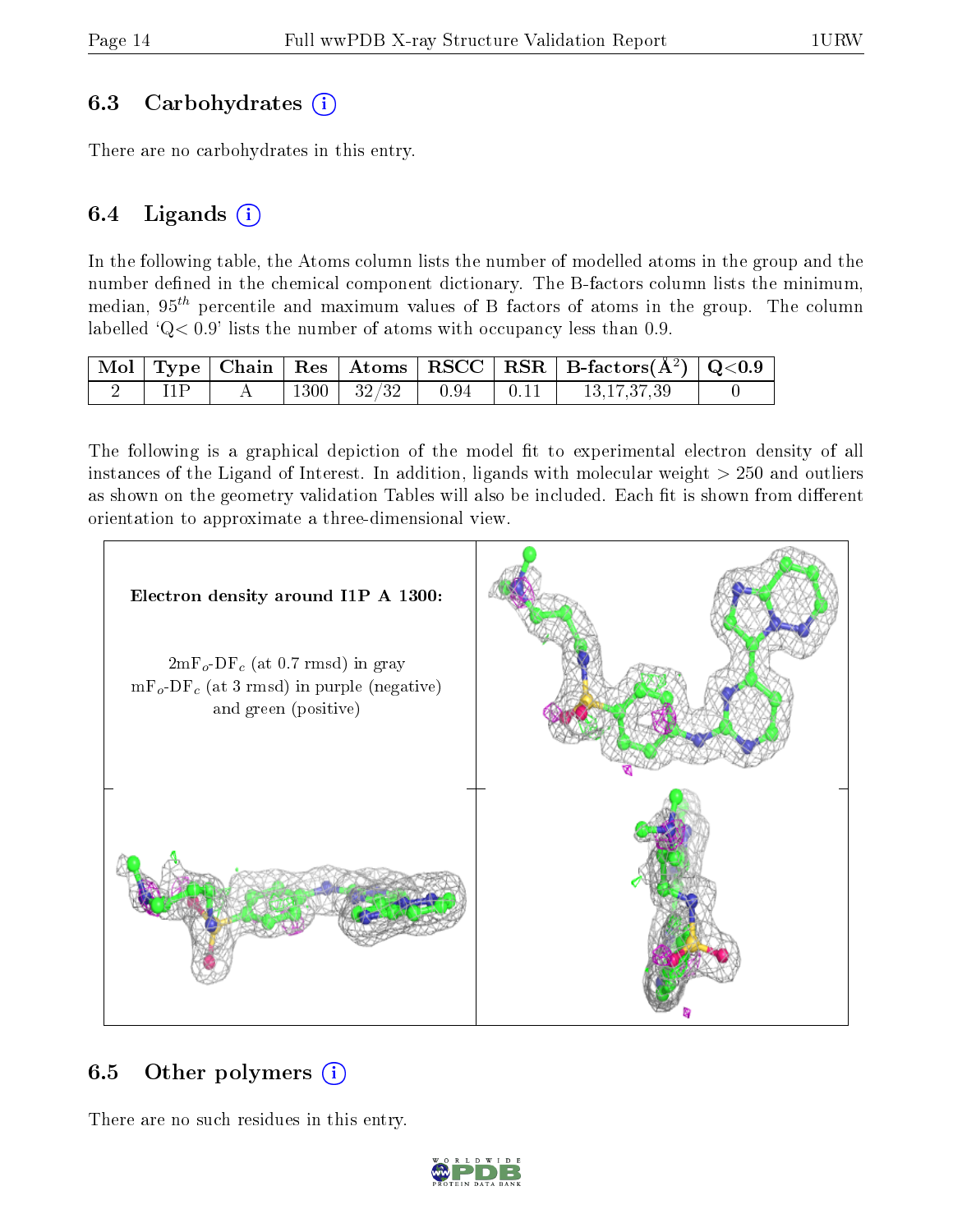## 6.3 Carbohydrates

There are no carbohydrates in this entry.

## 6.4 Ligands

In the following table, the Atoms column lists the number of modelled atoms in the group and the number defined in the chemical component dictionary. The B-factors column lists the minimum, median, $95^{th}$ percentile and maximum values of B factors of atoms in the group. The column labelled 'Q< 0.9' lists the number of atoms with occupancy less than 0.9.

| Mol | Type | Chain | Res | Atoms | RSCC | RSR | B-factors($Å^2$) | Q<0.9 |
|---|---|---|---|---|---|---|---|---|
| 2 | I1P | A | 1300 | 32/32 | 0.94 | 0.11 | 13,17,37,39 | 0 |

The following is a graphical depiction of the model fit to experimental electron density of all instances of the Ligand of Interest. In addition, ligands with molecular weight > 250 and outliers as shown on the geometry validation Tables will also be included. Each fit is shown from different orientation to approximate a three-dimensional view.

**Electron density around I1P A 1300:**

$2mF_o$-$DF_c$ (at 0.7 rmsd) in gray
$mF_o$-$DF_c$ (at 3 rmsd) in purple (negative) and green (positive)

## 6.5 Other polymers

There are no such residues in this entry.